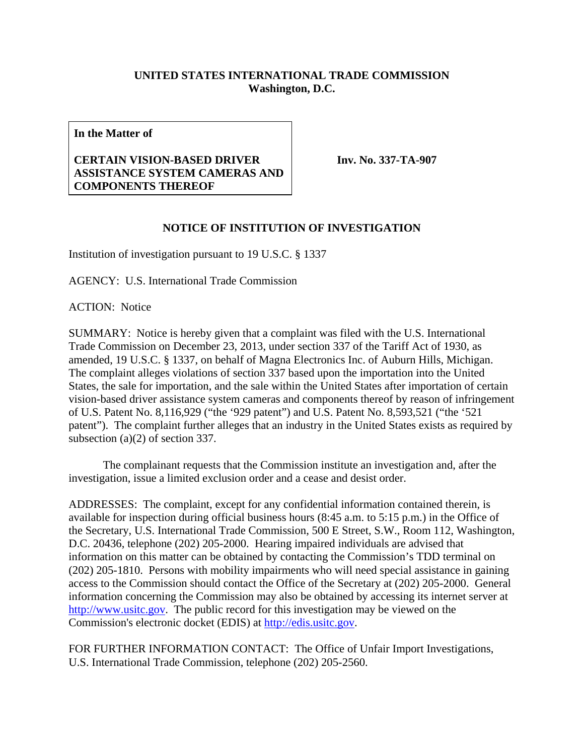**UNITED STATES INTERNATIONAL TRADE COMMISSION**
**Washington, D.C.**

| **In the Matter of** **CERTAIN VISION-BASED DRIVER ASSISTANCE SYSTEM CAMERAS AND COMPONENTS THEREOF** | **Inv. No. 337-TA-907** |
|---|---|

## NOTICE OF INSTITUTION OF INVESTIGATION

Institution of investigation pursuant to 19 U.S.C. § 1337

AGENCY: U.S. International Trade Commission

ACTION: Notice

SUMMARY: Notice is hereby given that a complaint was filed with the U.S. International Trade Commission on December 23, 2013, under section 337 of the Tariff Act of 1930, as amended, 19 U.S.C. § 1337, on behalf of Magna Electronics Inc. of Auburn Hills, Michigan. The complaint alleges violations of section 337 based upon the importation into the United States, the sale for importation, and the sale within the United States after importation of certain vision-based driver assistance system cameras and components thereof by reason of infringement of U.S. Patent No. 8,116,929 ("the '929 patent") and U.S. Patent No. 8,593,521 ("the '521 patent"). The complaint further alleges that an industry in the United States exists as required by subsection (a)(2) of section 337.

The complainant requests that the Commission institute an investigation and, after the investigation, issue a limited exclusion order and a cease and desist order.

ADDRESSES: The complaint, except for any confidential information contained therein, is available for inspection during official business hours (8:45 a.m. to 5:15 p.m.) in the Office of the Secretary, U.S. International Trade Commission, 500 E Street, S.W., Room 112, Washington, D.C. 20436, telephone (202) 205-2000. Hearing impaired individuals are advised that information on this matter can be obtained by contacting the Commission's TDD terminal on (202) 205-1810. Persons with mobility impairments who will need special assistance in gaining access to the Commission should contact the Office of the Secretary at (202) 205-2000. General information concerning the Commission may also be obtained by accessing its internet server at http://www.usitc.gov. The public record for this investigation may be viewed on the Commission's electronic docket (EDIS) at http://edis.usitc.gov.

FOR FURTHER INFORMATION CONTACT: The Office of Unfair Import Investigations, U.S. International Trade Commission, telephone (202) 205-2560.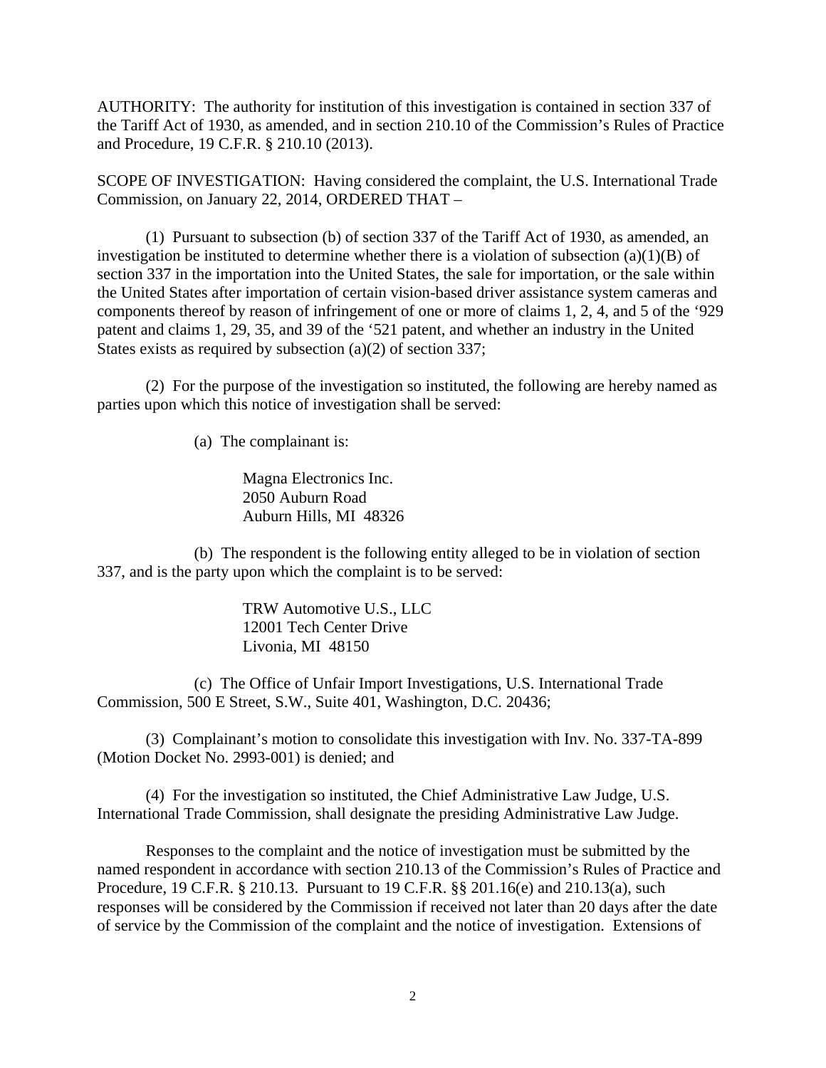AUTHORITY: The authority for institution of this investigation is contained in section 337 of the Tariff Act of 1930, as amended, and in section 210.10 of the Commission's Rules of Practice and Procedure, 19 C.F.R. § 210.10 (2013).

SCOPE OF INVESTIGATION: Having considered the complaint, the U.S. International Trade Commission, on January 22, 2014, ORDERED THAT –

(1) Pursuant to subsection (b) of section 337 of the Tariff Act of 1930, as amended, an investigation be instituted to determine whether there is a violation of subsection (a)(1)(B) of section 337 in the importation into the United States, the sale for importation, or the sale within the United States after importation of certain vision-based driver assistance system cameras and components thereof by reason of infringement of one or more of claims 1, 2, 4, and 5 of the '929 patent and claims 1, 29, 35, and 39 of the '521 patent, and whether an industry in the United States exists as required by subsection (a)(2) of section 337;

(2) For the purpose of the investigation so instituted, the following are hereby named as parties upon which this notice of investigation shall be served:

(a) The complainant is:

Magna Electronics Inc.
2050 Auburn Road
Auburn Hills, MI 48326

(b) The respondent is the following entity alleged to be in violation of section 337, and is the party upon which the complaint is to be served:

TRW Automotive U.S., LLC
12001 Tech Center Drive
Livonia, MI 48150

(c) The Office of Unfair Import Investigations, U.S. International Trade Commission, 500 E Street, S.W., Suite 401, Washington, D.C. 20436;

(3) Complainant's motion to consolidate this investigation with Inv. No. 337-TA-899 (Motion Docket No. 2993-001) is denied; and

(4) For the investigation so instituted, the Chief Administrative Law Judge, U.S. International Trade Commission, shall designate the presiding Administrative Law Judge.

Responses to the complaint and the notice of investigation must be submitted by the named respondent in accordance with section 210.13 of the Commission's Rules of Practice and Procedure, 19 C.F.R. § 210.13. Pursuant to 19 C.F.R. §§ 201.16(e) and 210.13(a), such responses will be considered by the Commission if received not later than 20 days after the date of service by the Commission of the complaint and the notice of investigation. Extensions of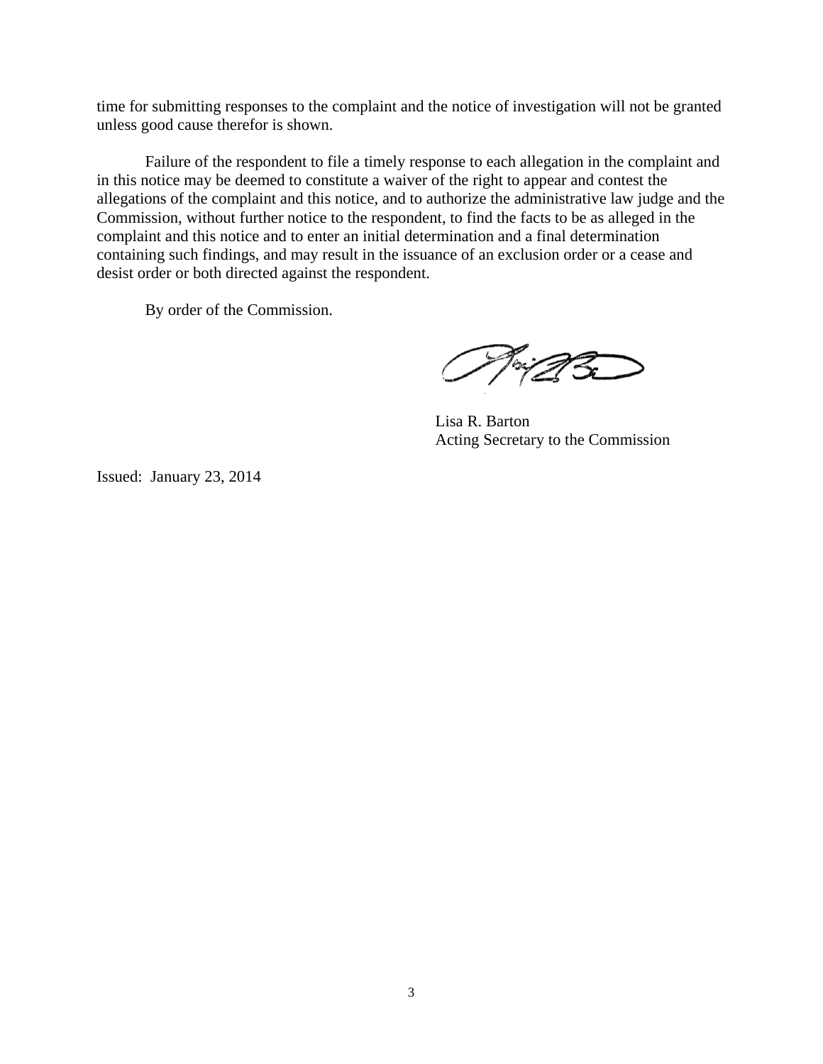time for submitting responses to the complaint and the notice of investigation will not be granted unless good cause therefor is shown.

Failure of the respondent to file a timely response to each allegation in the complaint and in this notice may be deemed to constitute a waiver of the right to appear and contest the allegations of the complaint and this notice, and to authorize the administrative law judge and the Commission, without further notice to the respondent, to find the facts to be as alleged in the complaint and this notice and to enter an initial determination and a final determination containing such findings, and may result in the issuance of an exclusion order or a cease and desist order or both directed against the respondent.

By order of the Commission.

Lisa R. Barton
Acting Secretary to the Commission

Issued: January 23, 2014